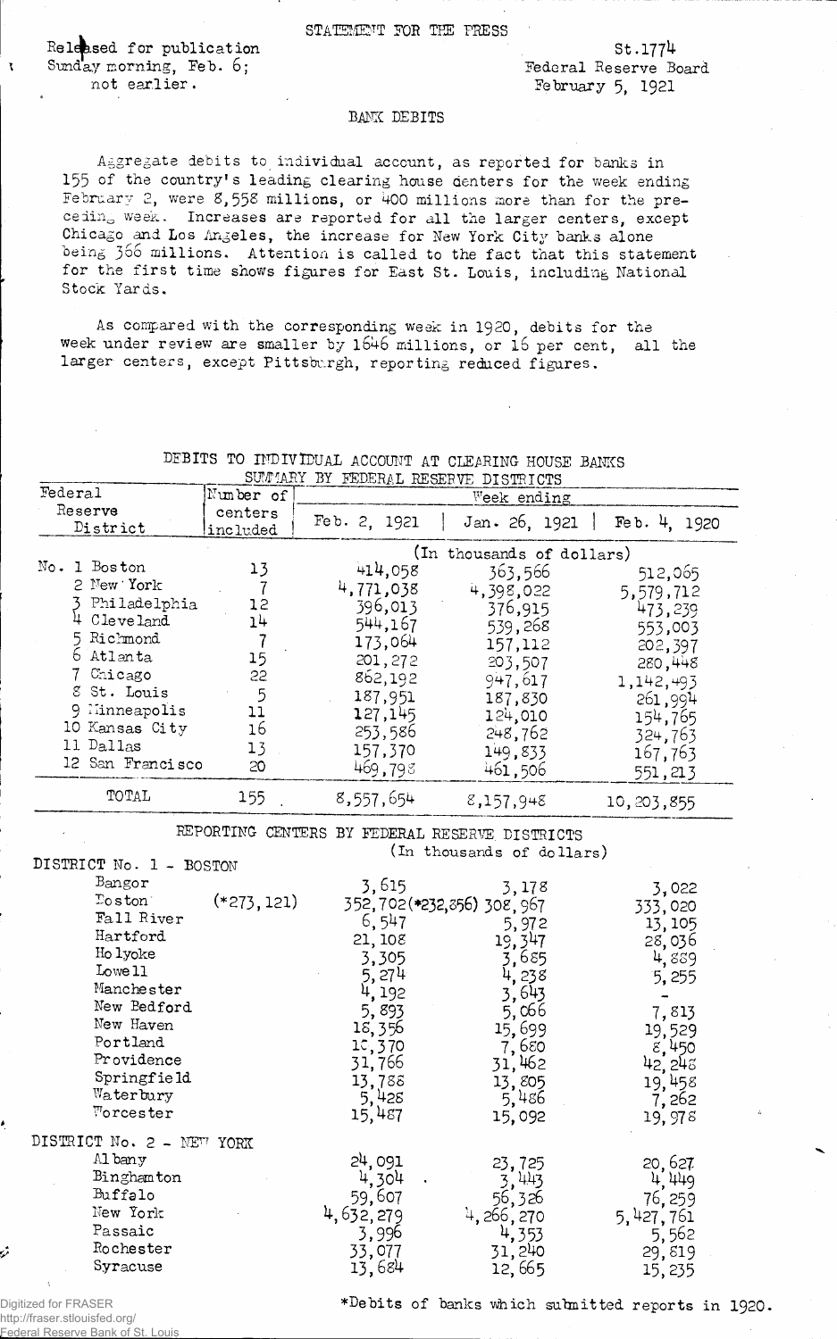STATEMENT FOR THE PRESS

Released for publication
Sunday morning, Feb. 6;
not earlier.

St.1774
Federal Reserve Board
February 5, 1921

## BANK DEBITS

Aggregate debits to individual account, as reported for banks in 155 of the country's leading clearing house centers for the week ending February 2, were 8,558 millions, or 400 millions more than for the preceding week. Increases are reported for all the larger centers, except Chicago and Los Angeles, the increase for New York City banks alone being 366 millions. Attention is called to the fact that this statement for the first time shows figures for East St. Louis, including National Stock Yards.

As compared with the corresponding week in 1920, debits for the week under review are smaller by 1646 millions, or 16 per cent, all the larger centers, except Pittsburgh, reporting reduced figures.

DEBITS TO INDIVIDUAL ACCOUNT AT CLEARING HOUSE BANKS
SUMMARY BY FEDERAL RESERVE DISTRICTS

| Federal Reserve District | Number of centers included | Week ending Feb. 2, 1921 | Jan. 26, 1921 | Feb. 4, 1920 |
|---|---|---|---|---|
| | | (In thousands of dollars) | | |
| No. 1 Boston | 13 | 414,058 | 363,566 | 512,065 |
| 2 New York | 7 | 4,771,038 | 4,398,022 | 5,579,712 |
| 3 Philadelphia | 12 | 396,013 | 376,915 | 473,239 |
| 4 Cleveland | 14 | 544,167 | 539,268 | 553,003 |
| 5 Richmond | 7 | 173,064 | 157,112 | 202,397 |
| 6 Atlanta | 15 | 201,272 | 203,507 | 280,448 |
| 7 Chicago | 22 | 862,192 | 947,617 | 1,142,493 |
| 8 St. Louis | 5 | 187,951 | 187,830 | 261,994 |
| 9 Minneapolis | 11 | 127,145 | 124,010 | 154,765 |
| 10 Kansas City | 16 | 253,586 | 248,762 | 324,763 |
| 11 Dallas | 13 | 157,370 | 149,833 | 167,763 |
| 12 San Francisco | 20 | 469,798 | 461,506 | 551,213 |
| TOTAL | 155 | 8,557,654 | 8,157,948 | 10,203,855 |

REPORTING CENTERS BY FEDERAL RESERVE DISTRICTS
(In thousands of dollars)

| | Feb. 2, 1921 | Jan. 26, 1921 | Feb. 4, 1920 |
|---|---|---|---|
| **DISTRICT No. 1 - BOSTON** | | | |
| Bangor | 3,615 | 3,178 | 3,022 |
| Boston (*273,121) | 352,702 (*232,856) | 308,967 | 333,020 |
| Fall River | 6,547 | 5,972 | 13,105 |
| Hartford | 21,108 | 19,347 | 28,036 |
| Holyoke | 3,305 | 3,685 | 4,889 |
| Lowell | 5,274 | 4,238 | 5,255 |
| Manchester | 4,192 | 3,643 | - |
| New Bedford | 5,893 | 5,066 | 7,813 |
| New Haven | 18,356 | 15,699 | 19,529 |
| Portland | 10,370 | 7,680 | 8,450 |
| Providence | 31,766 | 31,462 | 42,248 |
| Springfield | 13,788 | 13,805 | 19,458 |
| Waterbury | 5,428 | 5,486 | 7,262 |
| Worcester | 15,487 | 15,092 | 19,978 |
| **DISTRICT No. 2 - NEW YORK** | | | |
| Albany | 24,091 | 23,725 | 20,627 |
| Binghamton | 4,304 | 3,443 | 4,449 |
| Buffalo | 59,607 | 56,326 | 76,259 |
| New York | 4,632,279 | 4,266,270 | 5,427,761 |
| Passaic | 3,996 | 4,353 | 5,562 |
| Rochester | 33,077 | 31,240 | 29,819 |
| Syracuse | 13,684 | 12,665 | 15,235 |

*Debits of banks which submitted reports in 1920.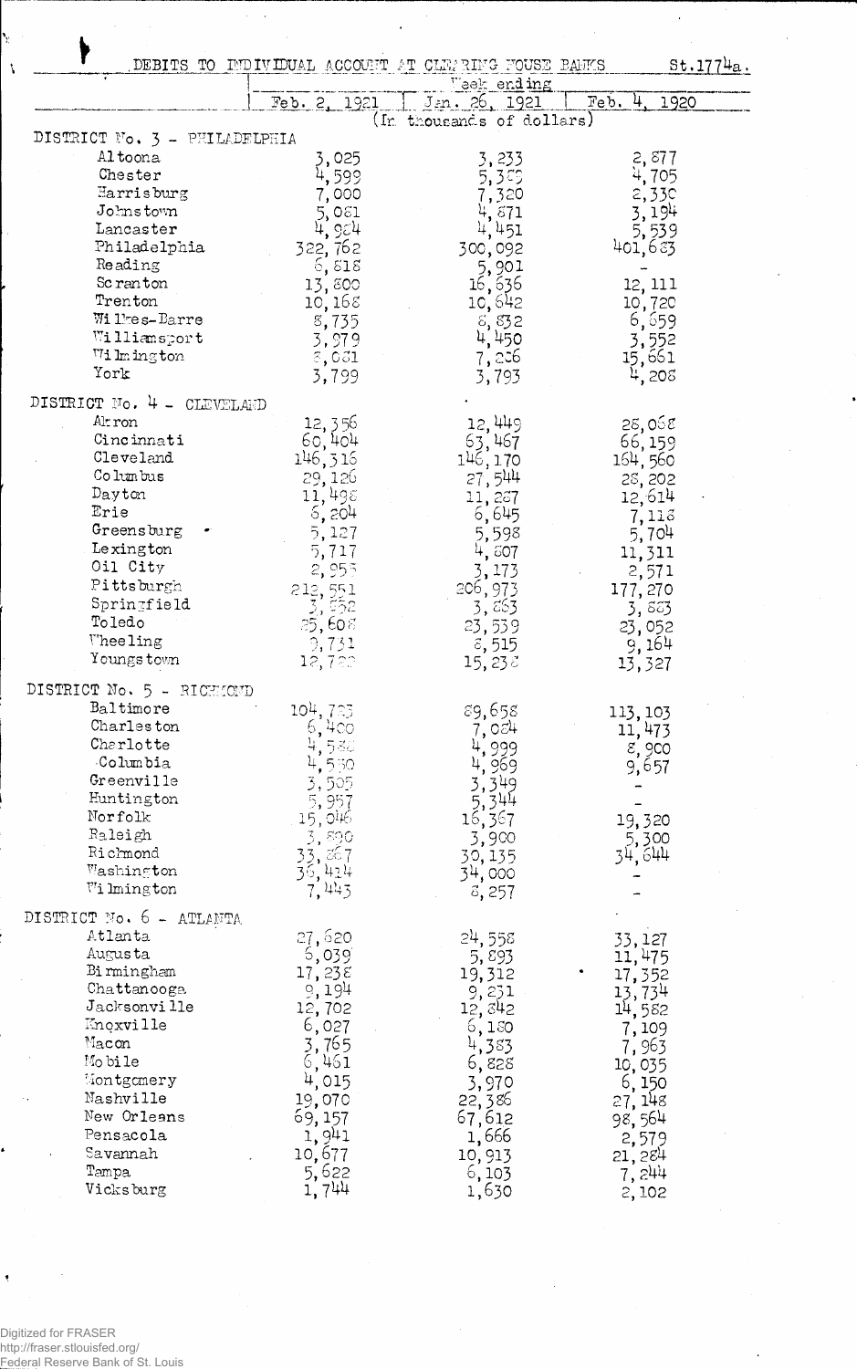DEBITS TO INDIVIDUAL ACCOUNT AT CLEARING HOUSE BANKS St.1774a.

| | Week ending | | |
|---|---|---|---|
| | Feb. 2, 1921 | Jan. 26, 1921 | Feb. 4, 1920 |
| | (In thousands of dollars) | | |
| **DISTRICT No. 3 - PHILADELPHIA** | | | |
| Altoona | 3,025 | 3,233 | 2,877 |
| Chester | 4,599 | 5,329 | 4,705 |
| Harrisburg | 7,000 | 7,320 | 2,330 |
| Johnstown | 5,081 | 4,871 | 3,194 |
| Lancaster | 4,984 | 4,451 | 5,539 |
| Philadelphia | 322,762 | 300,092 | 401,683 |
| Reading | 6,818 | 5,901 | - |
| Scranton | 13,800 | 16,636 | 12,111 |
| Trenton | 10,168 | 10,642 | 10,720 |
| Wilkes-Barre | 8,735 | 8,832 | 6,659 |
| Williamsport | 3,979 | 4,450 | 3,552 |
| Wilmington | 8,081 | 7,206 | 15,661 |
| York | 3,799 | 3,793 | 4,208 |
| **DISTRICT No. 4 - CLEVELAND** | | | |
| Akron | 12,356 | 12,449 | 28,068 |
| Cincinnati | 60,404 | 63,467 | 66,159 |
| Cleveland | 146,316 | 146,170 | 164,560 |
| Columbus | 29,126 | 27,544 | 28,202 |
| Dayton | 11,498 | 11,287 | 12,614 |
| Erie | 6,204 | 6,645 | 7,118 |
| Greensburg | 5,127 | 5,598 | 5,704 |
| Lexington | 5,717 | 4,807 | 11,311 |
| Oil City | 2,955 | 3,173 | 2,571 |
| Pittsburgh | 212,551 | 206,973 | 177,270 |
| Springfield | 3,552 | 3,863 | 3,883 |
| Toledo | 25,608 | 23,539 | 23,052 |
| Wheeling | 9,731 | 8,515 | 9,164 |
| Youngstown | 12,722 | 15,238 | 13,327 |
| **DISTRICT No. 5 - RICHMOND** | | | |
| Baltimore | 104,725 | 89,658 | 113,103 |
| Charleston | 6,400 | 7,024 | 11,473 |
| Charlotte | 4,580 | 4,999 | 8,900 |
| Columbia | 4,550 | 4,969 | 9,657 |
| Greenville | 3,505 | 3,349 | - |
| Huntington | 5,957 | 5,344 | - |
| Norfolk | 15,046 | 16,367 | 19,320 |
| Raleigh | 3,890 | 3,900 | 5,300 |
| Richmond | 33,867 | 30,135 | 34,644 |
| Washington | 36,414 | 34,000 | - |
| Wilmington | 7,443 | 8,257 | - |
| **DISTRICT No. 6 - ATLANTA** | | | |
| Atlanta | 27,620 | 24,558 | 33,127 |
| Augusta | 6,039 | 5,893 | 11,475 |
| Birmingham | 17,238 | 19,312 | 17,352 |
| Chattanooga | 9,194 | 9,231 | 13,734 |
| Jacksonville | 12,702 | 12,842 | 14,582 |
| Knoxville | 6,027 | 6,180 | 7,109 |
| Macon | 3,765 | 4,383 | 7,963 |
| Mobile | 6,461 | 6,828 | 10,035 |
| Montgomery | 4,015 | 3,970 | 6,150 |
| Nashville | 19,070 | 22,386 | 27,148 |
| New Orleans | 69,157 | 67,612 | 98,564 |
| Pensacola | 1,941 | 1,666 | 2,579 |
| Savannah | 10,677 | 10,913 | 21,284 |
| Tampa | 5,622 | 6,103 | 7,244 |
| Vicksburg | 1,744 | 1,630 | 2,102 |

Digitized for FRASER
http://fraser.stlouisfed.org/
Federal Reserve Bank of St. Louis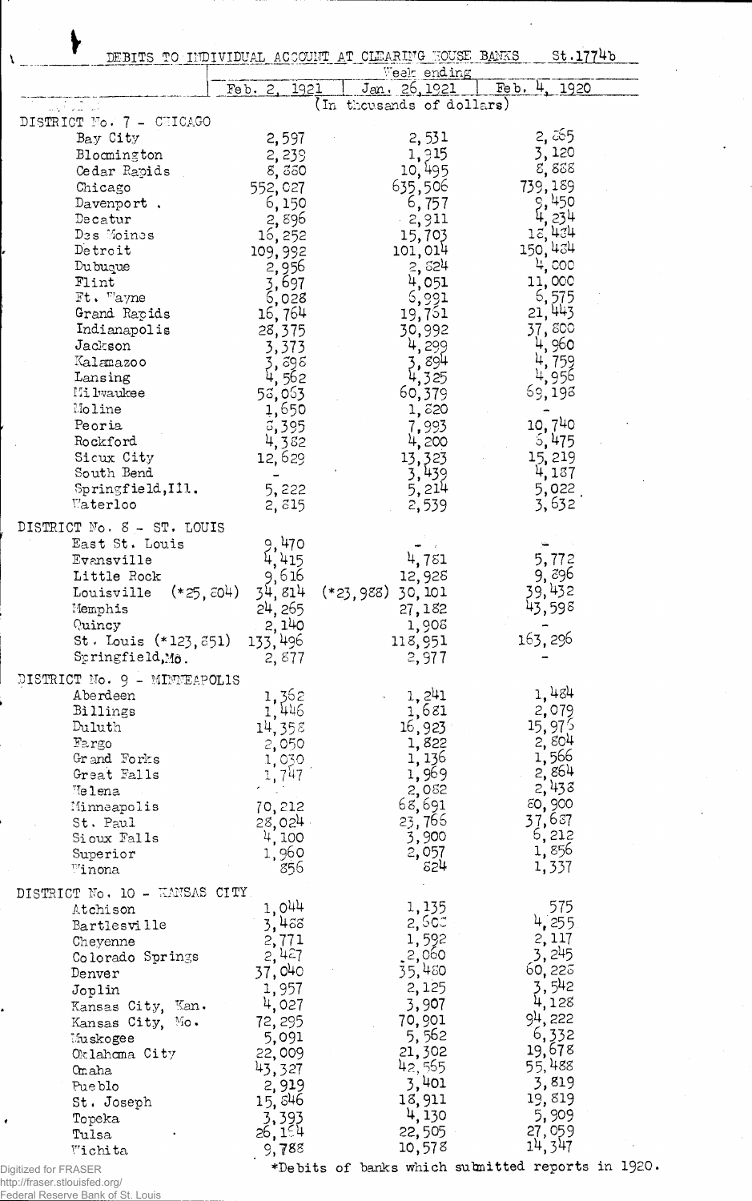DEBITS TO INDIVIDUAL ACCOUNT AT CLEARING HOUSE BANKS St.1774b

| | Feb. 2, 1921 | Jan. 26, 1921 | Feb. 4, 1920 |
|---|---|---|---|
| | Week ending | | |
| | (In thousands of dollars) | | |
| **DISTRICT No. 7 - CHICAGO** | | | |
| Bay City | 2,597 | 2,531 | 2,865 |
| Bloomington | 2,239 | 1,915 | 3,120 |
| Cedar Rapids | 8,880 | 10,495 | 8,888 |
| Chicago | 552,027 | 635,506 | 739,189 |
| Davenport | 6,150 | 6,757 | 9,450 |
| Decatur | 2,896 | 2,911 | 4,234 |
| Des Moines | 16,252 | 15,703 | 18,484 |
| Detroit | 109,992 | 101,014 | 150,484 |
| Dubuque | 2,956 | 2,824 | 4,000 |
| Flint | 3,697 | 4,051 | 11,000 |
| Ft. Wayne | 6,028 | 6,991 | 6,575 |
| Grand Rapids | 16,764 | 19,761 | 21,443 |
| Indianapolis | 28,375 | 30,992 | 37,800 |
| Jackson | 3,373 | 4,299 | 4,960 |
| Kalamazoo | 3,898 | 3,894 | 4,759 |
| Lansing | 4,562 | 4,325 | 4,956 |
| Milwaukee | 58,063 | 60,379 | 69,198 |
| Moline | 1,650 | 1,820 | - |
| Peoria | 8,395 | 7,993 | 10,740 |
| Rockford | 4,382 | 4,200 | 5,475 |
| Sioux City | 12,629 | 13,323 | 15,219 |
| South Bend | - | 3,439 | 4,187 |
| Springfield, Ill. | 5,222 | 5,214 | 5,022 |
| Waterloo | 2,815 | 2,539 | 3,632 |
| **DISTRICT No. 8 - ST. LOUIS** | | | |
| East St. Louis | 9,470 | - | - |
| Evansville | 4,415 | 4,781 | 5,772 |
| Little Rock | 9,616 | 12,928 | 9,896 |
| Louisville (*25,804) | 34,814 | (*23,988) 30,101 | 39,432 |
| Memphis | 24,265 | 27,182 | 43,598 |
| Quincy | 2,140 | 1,908 | - |
| St. Louis (*123,851) | 133,496 | 118,951 | 163,296 |
| Springfield, Mo. | 2,877 | 2,977 | - |
| **DISTRICT No. 9 - MINNEAPOLIS** | | | |
| Aberdeen | 1,362 | 1,241 | 1,484 |
| Billings | 1,446 | 1,681 | 2,079 |
| Duluth | 14,358 | 16,923 | 15,976 |
| Fargo | 2,050 | 1,822 | 2,804 |
| Grand Forks | 1,030 | 1,136 | 1,566 |
| Great Falls | 1,747 | 1,969 | 2,864 |
| Helena | | 2,082 | 2,438 |
| Minneapolis | 70,212 | 68,691 | 80,900 |
| St. Paul | 28,024 | 23,766 | 37,687 |
| Sioux Falls | 4,100 | 3,900 | 6,212 |
| Superior | 1,960 | 2,057 | 1,856 |
| Winona | 856 | 824 | 1,337 |
| **DISTRICT No. 10 - KANSAS CITY** | | | |
| Atchison | 1,044 | 1,135 | 575 |
| Bartlesville | 3,488 | 2,600 | 4,255 |
| Cheyenne | 2,771 | 1,592 | 2,117 |
| Colorado Springs | 2,427 | 2,060 | 3,245 |
| Denver | 37,040 | 35,480 | 60,228 |
| Joplin | 1,957 | 2,125 | 3,542 |
| Kansas City, Kan. | 4,027 | 3,907 | 4,128 |
| Kansas City, Mo. | 72,295 | 70,901 | 94,222 |
| Muskogee | 5,091 | 5,562 | 6,332 |
| Oklahoma City | 22,009 | 21,302 | 19,678 |
| Omaha | 43,327 | 42,565 | 55,488 |
| Pueblo | 2,919 | 3,401 | 3,819 |
| St. Joseph | 15,846 | 18,911 | 19,819 |
| Topeka | 3,393 | 4,130 | 5,909 |
| Tulsa | 26,104 | 22,505 | 27,059 |
| Wichita | 9,788 | 10,578 | 14,347 |

*Debits of banks which submitted reports in 1920.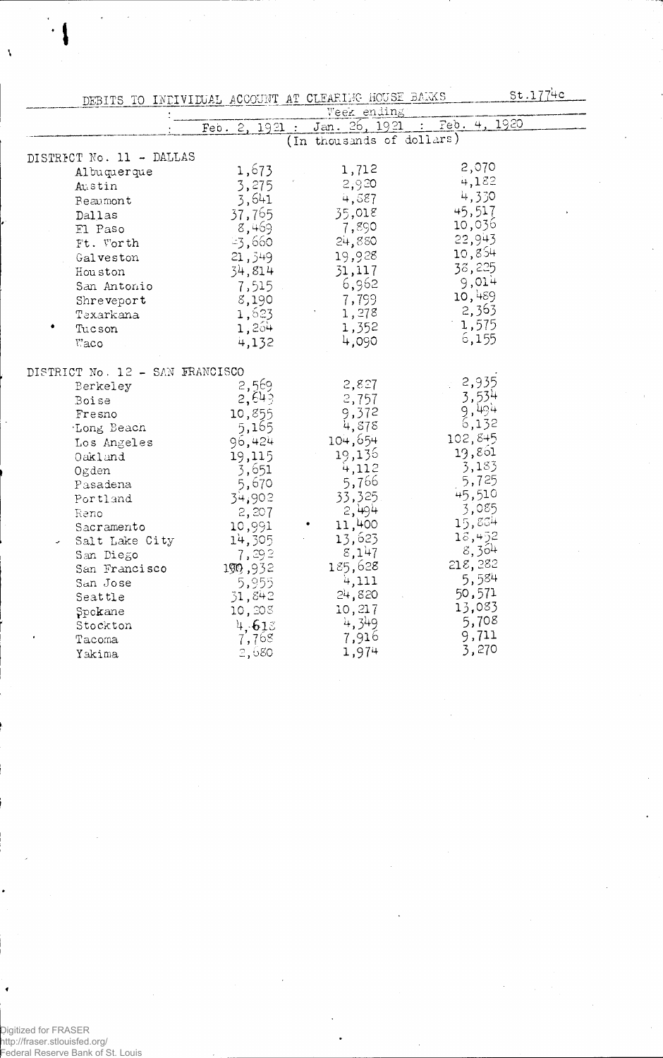St.1774c

## DEBITS TO INDIVIDUAL ACCOUNT AT CLEARING HOUSE BANKS

| | Week ending | | |
|---|---|---|---|
| | Feb. 2, 1921 | Jan. 26, 1921 | Feb. 4, 1920 |
| | (In thousands of dollars) | | |
| **DISTRICT No. 11 - DALLAS** | | | |
| Albuquerque | 1,673 | 1,712 | 2,070 |
| Austin | 3,275 | 2,920 | 4,182 |
| Beaumont | 3,641 | 4,387 | 4,330 |
| Dallas | 37,765 | 35,018 | 45,517 |
| El Paso | 8,469 | 7,890 | 10,036 |
| Ft. Worth | 23,660 | 24,880 | 22,943 |
| Galveston | 21,349 | 19,928 | 10,864 |
| Houston | 34,814 | 31,117 | 38,225 |
| San Antonio | 7,515 | 6,962 | 9,014 |
| Shreveport | 8,190 | 7,799 | 10,489 |
| Texarkana | 1,623 | 1,278 | 2,363 |
| Tucson | 1,264 | 1,352 | 1,575 |
| Waco | 4,132 | 4,090 | 6,155 |
| **DISTRICT No. 12 - SAN FRANCISCO** | | | |
| Berkeley | 2,569 | 2,827 | 2,935 |
| Boise | 2,643 | 2,757 | 3,534 |
| Fresno | 10,855 | 9,372 | 9,494 |
| Long Beach | 5,165 | 4,878 | 6,132 |
| Los Angeles | 96,424 | 104,654 | 102,845 |
| Oakland | 19,115 | 19,136 | 19,861 |
| Ogden | 3,651 | 4,112 | 3,183 |
| Pasadena | 5,670 | 5,766 | 5,725 |
| Portland | 34,902 | 33,325 | 45,510 |
| Reno | 2,207 | 2,494 | 3,085 |
| Sacramento | 10,991 | 11,400 | 15,884 |
| Salt Lake City | 14,305 | 13,623 | 18,452 |
| San Diego | 7,292 | 8,147 | 8,364 |
| San Francisco | 190,932 | 185,628 | 218,282 |
| San Jose | 5,955 | 4,111 | 5,584 |
| Seattle | 31,842 | 24,820 | 50,571 |
| Spokane | 10,208 | 10,217 | 13,083 |
| Stockton | 4,613 | 4,349 | 5,708 |
| Tacoma | 7,768 | 7,916 | 9,711 |
| Yakima | 2,680 | 1,974 | 3,270 |